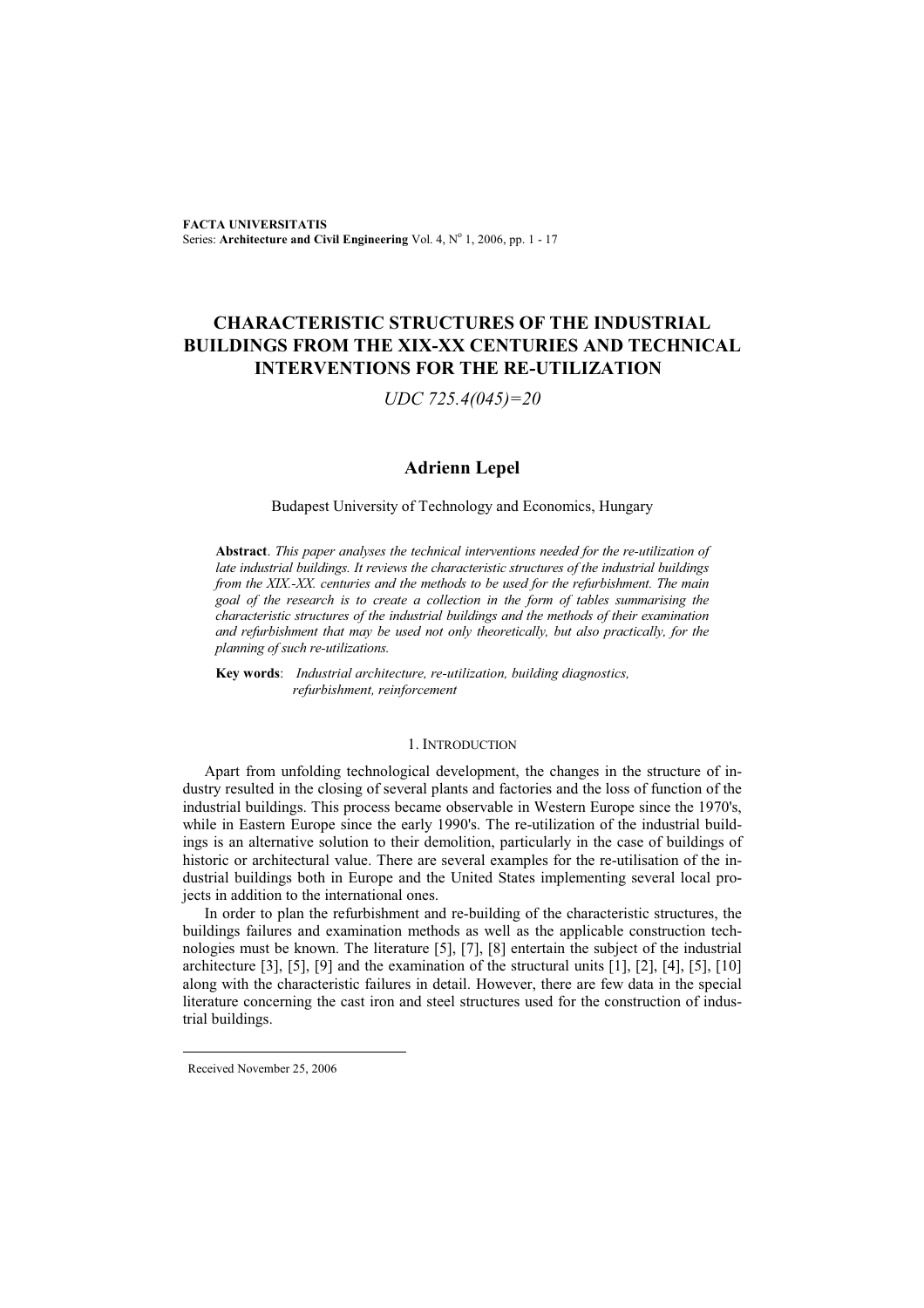# CHARACTERISTIC STRUCTURES OF THE INDUSTRIAL BUILDINGS FROM THE XIX-XX CENTURIES AND TECHNICAL INTERVENTIONS FOR THE RE-UTILIZATION

*UDC 725.4(045)=20*

## Adrienn Lepel

Budapest University of Technology and Economics, Hungary

**Abstract**. *This paper analyses the technical interventions needed for the re-utilization of late industrial buildings. It reviews the characteristic structures of the industrial buildings from the XIX.-XX. centuries and the methods to be used for the refurbishment. The main goal of the research is to create a collection in the form of tables summarising the characteristic structures of the industrial buildings and the methods of their examination and refurbishment that may be used not only theoretically, but also practically, for the planning of such re-utilizations.*

**Key words**: *Industrial architecture, re-utilization, building diagnostics, refurbishment, reinforcement*

## 1. Introduction

Apart from unfolding technological development, the changes in the structure of industry resulted in the closing of several plants and factories and the loss of function of the industrial buildings. This process became observable in Western Europe since the 1970's, while in Eastern Europe since the early 1990's. The re-utilization of the industrial buildings is an alternative solution to their demolition, particularly in the case of buildings of historic or architectural value. There are several examples for the re-utilisation of the industrial buildings both in Europe and the United States implementing several local projects in addition to the international ones.

In order to plan the refurbishment and re-building of the characteristic structures, the buildings failures and examination methods as well as the applicable construction technologies must be known. The literature [5], [7], [8] entertain the subject of the industrial architecture [3], [5], [9] and the examination of the structural units [1], [2], [4], [5], [10] along with the characteristic failures in detail. However, there are few data in the special literature concerning the cast iron and steel structures used for the construction of industrial buildings.

---

Received November 25, 2006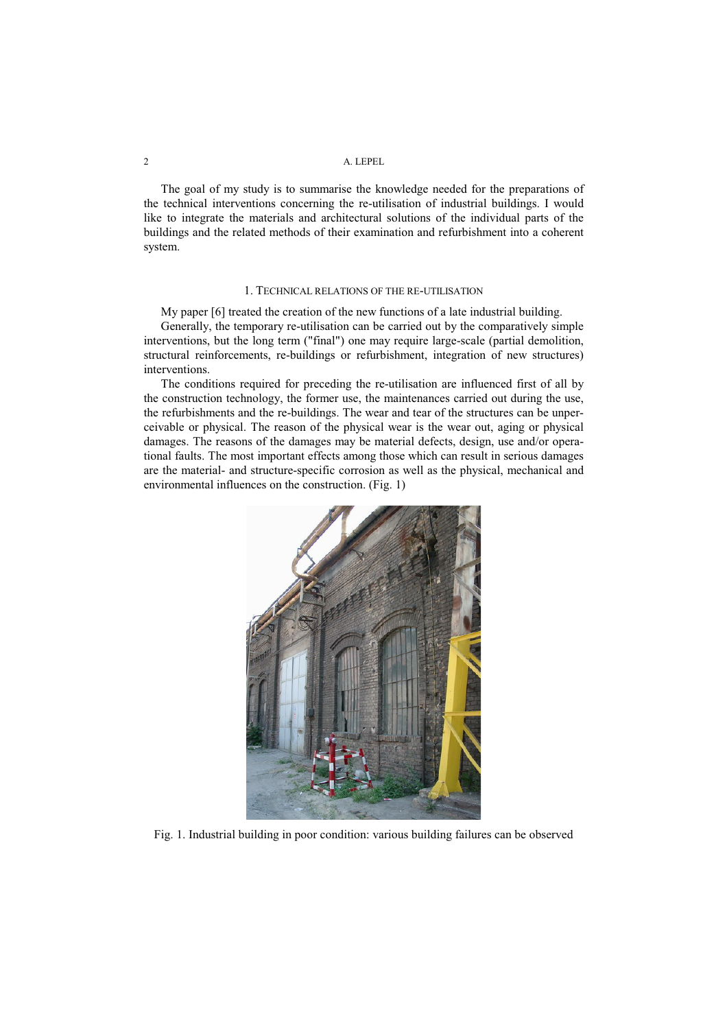The goal of my study is to summarise the knowledge needed for the preparations of the technical interventions concerning the re-utilisation of industrial buildings. I would like to integrate the materials and architectural solutions of the individual parts of the buildings and the related methods of their examination and refurbishment into a coherent system.

## 1. Technical relations of the re-utilisation

My paper [6] treated the creation of the new functions of a late industrial building.

Generally, the temporary re-utilisation can be carried out by the comparatively simple interventions, but the long term ("final") one may require large-scale (partial demolition, structural reinforcements, re-buildings or refurbishment, integration of new structures) interventions.

The conditions required for preceding the re-utilisation are influenced first of all by the construction technology, the former use, the maintenances carried out during the use, the refurbishments and the re-buildings. The wear and tear of the structures can be unperceivable or physical. The reason of the physical wear is the wear out, aging or physical damages. The reasons of the damages may be material defects, design, use and/or operational faults. The most important effects among those which can result in serious damages are the material- and structure-specific corrosion as well as the physical, mechanical and environmental influences on the construction. (Fig. 1)

Fig. 1. Industrial building in poor condition: various building failures can be observed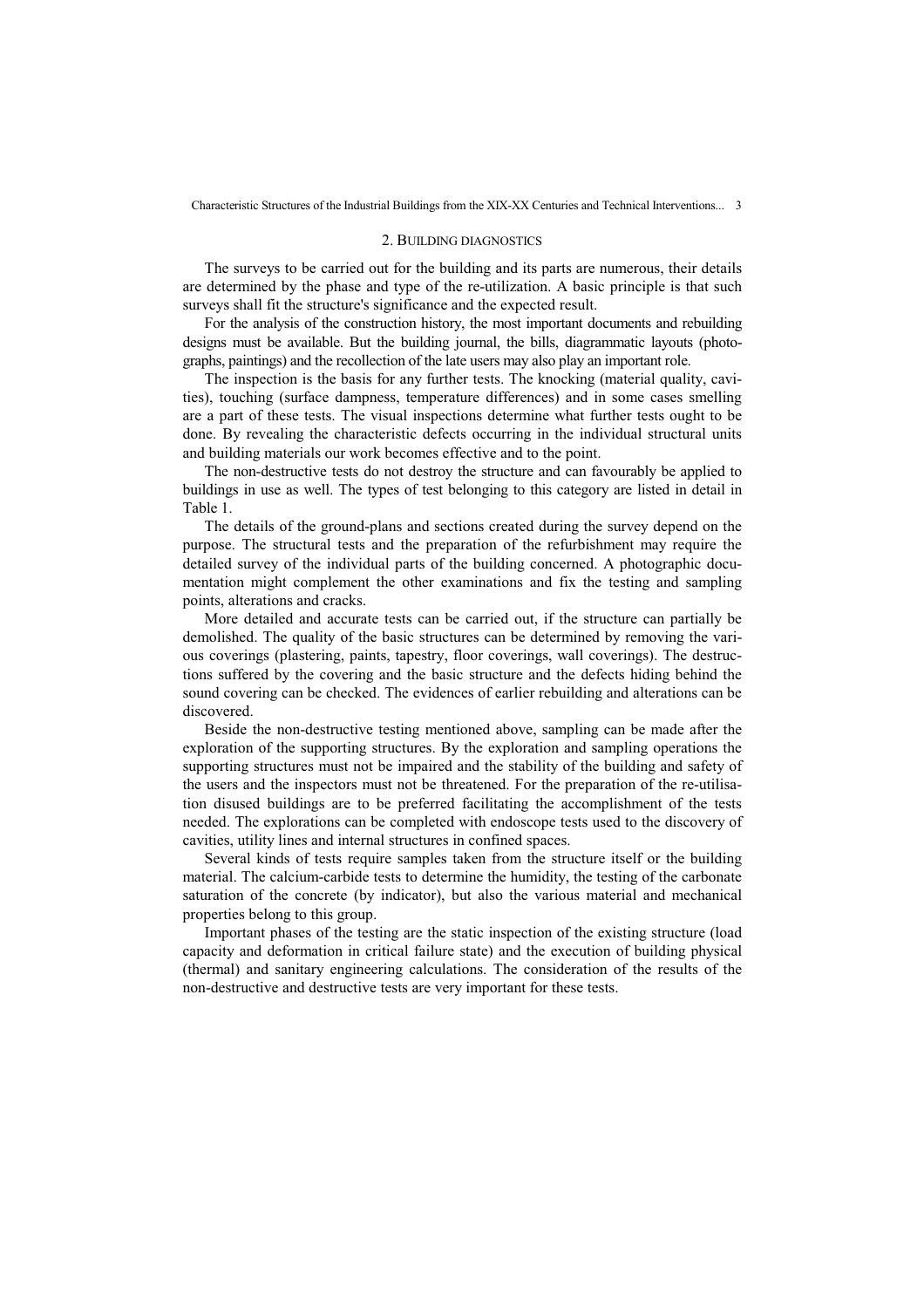## 2. Building diagnostics

The surveys to be carried out for the building and its parts are numerous, their details are determined by the phase and type of the re-utilization. A basic principle is that such surveys shall fit the structure's significance and the expected result.

For the analysis of the construction history, the most important documents and rebuilding designs must be available. But the building journal, the bills, diagrammatic layouts (photographs, paintings) and the recollection of the late users may also play an important role.

The inspection is the basis for any further tests. The knocking (material quality, cavities), touching (surface dampness, temperature differences) and in some cases smelling are a part of these tests. The visual inspections determine what further tests ought to be done. By revealing the characteristic defects occurring in the individual structural units and building materials our work becomes effective and to the point.

The non-destructive tests do not destroy the structure and can favourably be applied to buildings in use as well. The types of test belonging to this category are listed in detail in Table 1.

The details of the ground-plans and sections created during the survey depend on the purpose. The structural tests and the preparation of the refurbishment may require the detailed survey of the individual parts of the building concerned. A photographic documentation might complement the other examinations and fix the testing and sampling points, alterations and cracks.

More detailed and accurate tests can be carried out, if the structure can partially be demolished. The quality of the basic structures can be determined by removing the various coverings (plastering, paints, tapestry, floor coverings, wall coverings). The destructions suffered by the covering and the basic structure and the defects hiding behind the sound covering can be checked. The evidences of earlier rebuilding and alterations can be discovered.

Beside the non-destructive testing mentioned above, sampling can be made after the exploration of the supporting structures. By the exploration and sampling operations the supporting structures must not be impaired and the stability of the building and safety of the users and the inspectors must not be threatened. For the preparation of the re-utilisation disused buildings are to be preferred facilitating the accomplishment of the tests needed. The explorations can be completed with endoscope tests used to the discovery of cavities, utility lines and internal structures in confined spaces.

Several kinds of tests require samples taken from the structure itself or the building material. The calcium-carbide tests to determine the humidity, the testing of the carbonate saturation of the concrete (by indicator), but also the various material and mechanical properties belong to this group.

Important phases of the testing are the static inspection of the existing structure (load capacity and deformation in critical failure state) and the execution of building physical (thermal) and sanitary engineering calculations. The consideration of the results of the non-destructive and destructive tests are very important for these tests.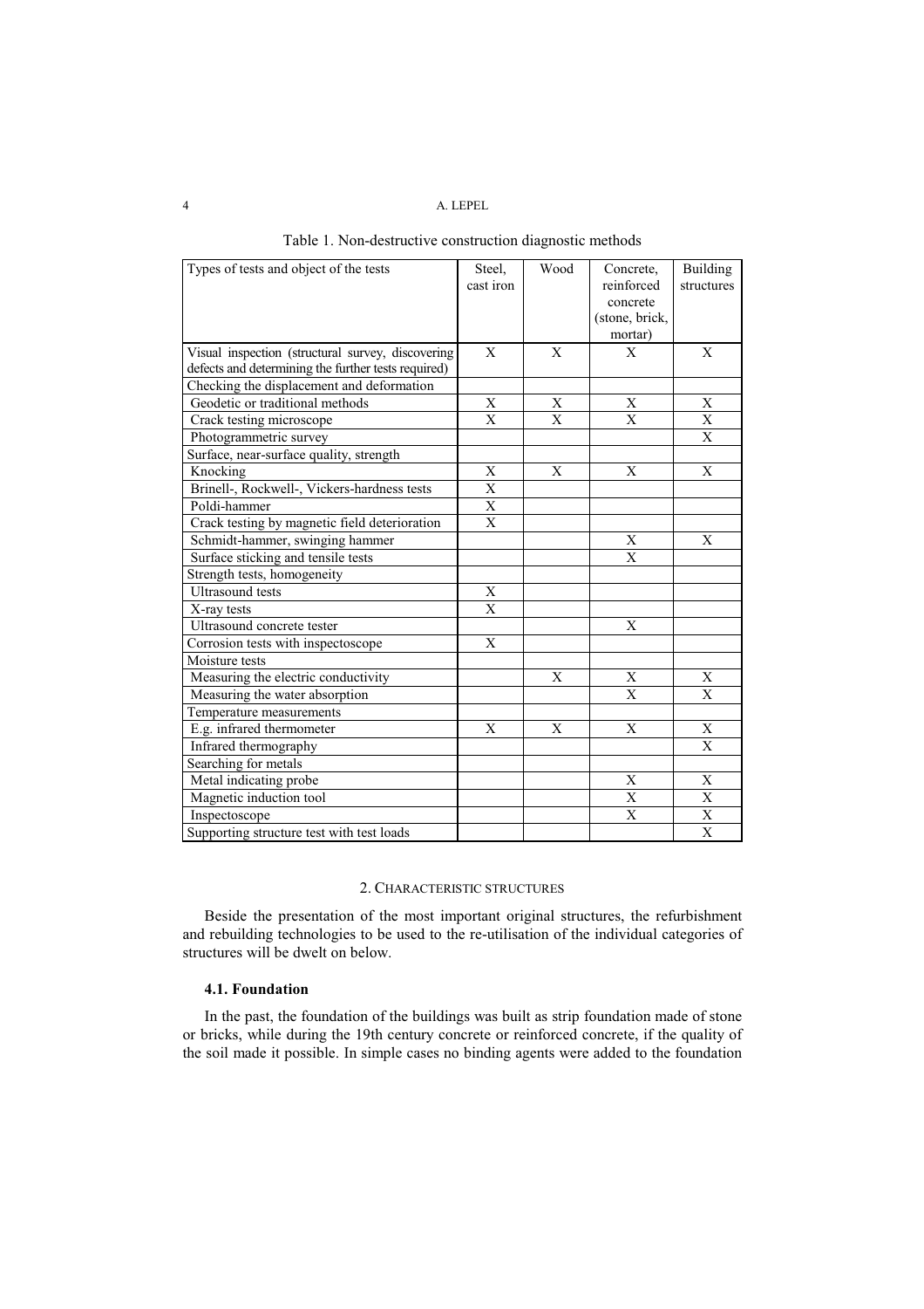Table 1. Non-destructive construction diagnostic methods

| Types of tests and object of the tests | Steel, cast iron | Wood | Concrete, reinforced concrete (stone, brick, mortar) | Building structures |
|---|---|---|---|---|
| Visual inspection (structural survey, discovering defects and determining the further tests required) | X | X | X | X |
| Checking the displacement and deformation | | | | |
| Geodetic or traditional methods | X | X | X | X |
| Crack testing microscope | X | X | X | X |
| Photogrammetric survey | | | | X |
| Surface, near-surface quality, strength | | | | |
| Knocking | X | X | X | X |
| Brinell-, Rockwell-, Vickers-hardness tests | X | | | |
| Poldi-hammer | X | | | |
| Crack testing by magnetic field deterioration | X | | | |
| Schmidt-hammer, swinging hammer | | | X | X |
| Surface sticking and tensile tests | | | X | |
| Strength tests, homogeneity | | | | |
| Ultrasound tests | X | | | |
| X-ray tests | X | | | |
| Ultrasound concrete tester | | | X | |
| Corrosion tests with inspectoscope | X | | | |
| Moisture tests | | | | |
| Measuring the electric conductivity | | X | X | X |
| Measuring the water absorption | | | X | X |
| Temperature measurements | | | | |
| E.g. infrared thermometer | X | X | X | X |
| Infrared thermography | | | | X |
| Searching for metals | | | | |
| Metal indicating probe | | | X | X |
| Magnetic induction tool | | | X | X |
| Inspectoscope | | | X | X |
| Supporting structure test with test loads | | | | X |

## 2. Characteristic structures

Beside the presentation of the most important original structures, the refurbishment and rebuilding technologies to be used to the re-utilisation of the individual categories of structures will be dwelt on below.

### 4.1. Foundation

In the past, the foundation of the buildings was built as strip foundation made of stone or bricks, while during the 19th century concrete or reinforced concrete, if the quality of the soil made it possible. In simple cases no binding agents were added to the foundation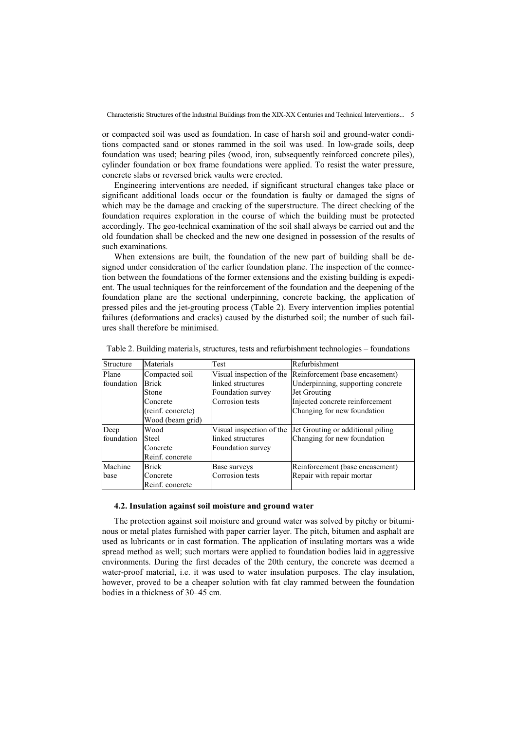or compacted soil was used as foundation. In case of harsh soil and ground-water conditions compacted sand or stones rammed in the soil was used. In low-grade soils, deep foundation was used; bearing piles (wood, iron, subsequently reinforced concrete piles), cylinder foundation or box frame foundations were applied. To resist the water pressure, concrete slabs or reversed brick vaults were erected.

Engineering interventions are needed, if significant structural changes take place or significant additional loads occur or the foundation is faulty or damaged the signs of which may be the damage and cracking of the superstructure. The direct checking of the foundation requires exploration in the course of which the building must be protected accordingly. The geo-technical examination of the soil shall always be carried out and the old foundation shall be checked and the new one designed in possession of the results of such examinations.

When extensions are built, the foundation of the new part of building shall be designed under consideration of the earlier foundation plane. The inspection of the connection between the foundations of the former extensions and the existing building is expedient. The usual techniques for the reinforcement of the foundation and the deepening of the foundation plane are the sectional underpinning, concrete backing, the application of pressed piles and the jet-grouting process (Table 2). Every intervention implies potential failures (deformations and cracks) caused by the disturbed soil; the number of such failures shall therefore be minimised.

Table 2. Building materials, structures, tests and refurbishment technologies – foundations

| Structure | Materials | Test | Refurbishment |
|---|---|---|---|
| Plane foundation | Compacted soil<br>Brick<br>Stone<br>Concrete<br>(reinf. concrete)<br>Wood (beam grid) | Visual inspection of the linked structures<br>Foundation survey<br>Corrosion tests | Reinforcement (base encasement)<br>Underpinning, supporting concrete<br>Jet Grouting<br>Injected concrete reinforcement<br>Changing for new foundation |
| Deep foundation | Wood<br>Steel<br>Concrete<br>Reinf. concrete | Visual inspection of the linked structures<br>Foundation survey | Jet Grouting or additional piling<br>Changing for new foundation |
| Machine base | Brick<br>Concrete<br>Reinf. concrete | Base surveys<br>Corrosion tests | Reinforcement (base encasement)<br>Repair with repair mortar |

### 4.2. Insulation against soil moisture and ground water

The protection against soil moisture and ground water was solved by pitchy or bituminous or metal plates furnished with paper carrier layer. The pitch, bitumen and asphalt are used as lubricants or in cast formation. The application of insulating mortars was a wide spread method as well; such mortars were applied to foundation bodies laid in aggressive environments. During the first decades of the 20th century, the concrete was deemed a water-proof material, i.e. it was used to water insulation purposes. The clay insulation, however, proved to be a cheaper solution with fat clay rammed between the foundation bodies in a thickness of 30–45 cm.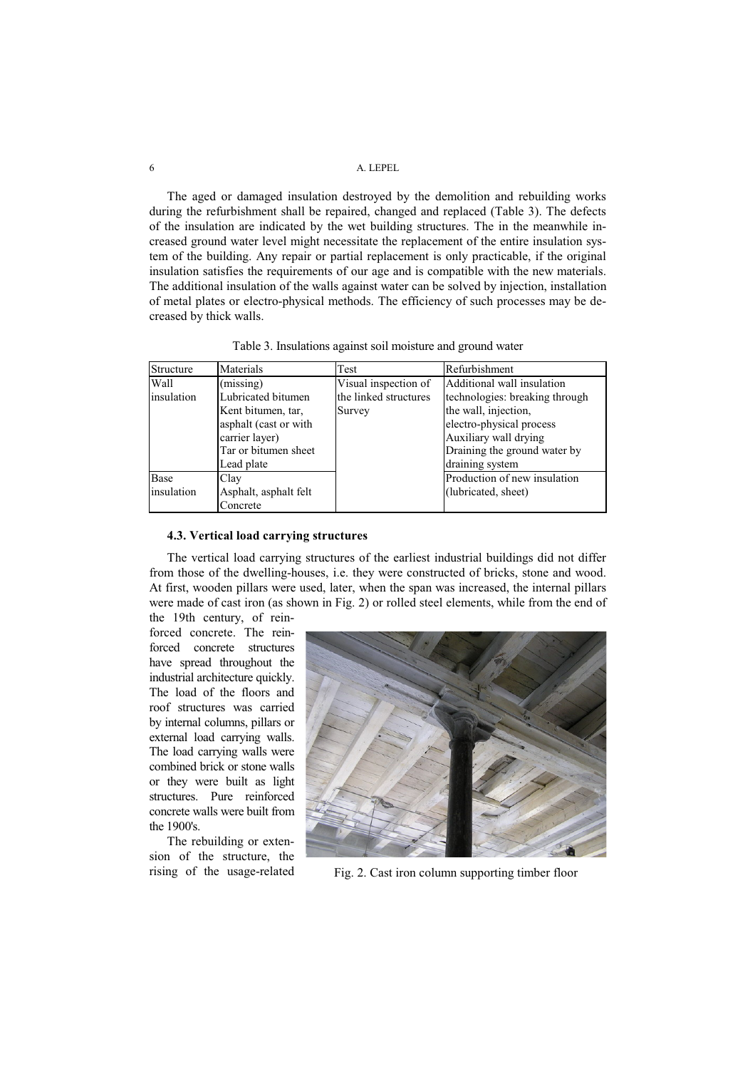The aged or damaged insulation destroyed by the demolition and rebuilding works during the refurbishment shall be repaired, changed and replaced (Table 3). The defects of the insulation are indicated by the wet building structures. The in the meanwhile increased ground water level might necessitate the replacement of the entire insulation system of the building. Any repair or partial replacement is only practicable, if the original insulation satisfies the requirements of our age and is compatible with the new materials. The additional insulation of the walls against water can be solved by injection, installation of metal plates or electro-physical methods. The efficiency of such processes may be decreased by thick walls.

Table 3. Insulations against soil moisture and ground water

| Structure | Materials | Test | Refurbishment |
|---|---|---|---|
| Wall insulation | (missing)<br>Lubricated bitumen<br>Kent bitumen, tar, asphalt (cast or with carrier layer)<br>Tar or bitumen sheet<br>Lead plate | Visual inspection of the linked structures<br>Survey | Additional wall insulation technologies: breaking through the wall, injection, electro-physical process<br>Auxiliary wall drying<br>Draining the ground water by draining system |
| Base insulation | Clay<br>Asphalt, asphalt felt<br>Concrete | | Production of new insulation (lubricated, sheet) |

### 4.3. Vertical load carrying structures

The vertical load carrying structures of the earliest industrial buildings did not differ from those of the dwelling-houses, i.e. they were constructed of bricks, stone and wood. At first, wooden pillars were used, later, when the span was increased, the internal pillars were made of cast iron (as shown in Fig. 2) or rolled steel elements, while from the end of the 19th century, of reinforced concrete. The reinforced concrete structures have spread throughout the industrial architecture quickly. The load of the floors and roof structures was carried by internal columns, pillars or external load carrying walls. The load carrying walls were combined brick or stone walls or they were built as light structures. Pure reinforced concrete walls were built from the 1900's.

Fig. 2. Cast iron column supporting timber floor

The rebuilding or extension of the structure, the rising of the usage-related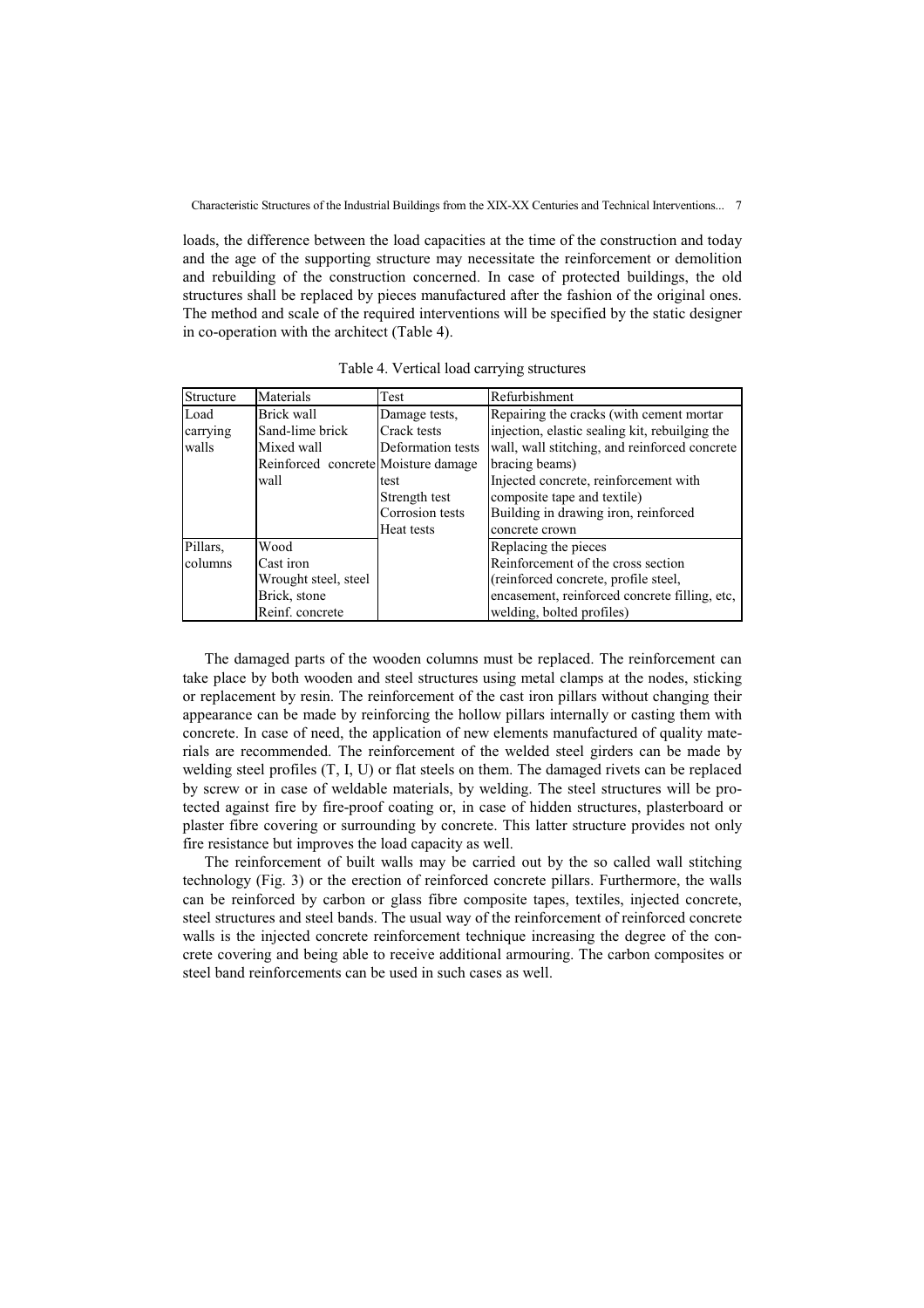loads, the difference between the load capacities at the time of the construction and today and the age of the supporting structure may necessitate the reinforcement or demolition and rebuilding of the construction concerned. In case of protected buildings, the old structures shall be replaced by pieces manufactured after the fashion of the original ones. The method and scale of the required interventions will be specified by the static designer in co-operation with the architect (Table 4).

Table 4. Vertical load carrying structures

| Structure | Materials | Test | Refurbishment |
|---|---|---|---|
| Load carrying walls | Brick wall<br>Sand-lime brick<br>Mixed wall<br>Reinforced concrete wall | Damage tests,<br>Crack tests<br>Deformation tests<br>Moisture damage test<br>Strength test<br>Corrosion tests<br>Heat tests | Repairing the cracks (with cement mortar injection, elastic sealing kit, rebuilging the wall, wall stitching, and reinforced concrete bracing beams)<br>Injected concrete, reinforcement with composite tape and textile)<br>Building in drawing iron, reinforced concrete crown |
| Pillars, columns | Wood<br>Cast iron<br>Wrought steel, steel<br>Brick, stone<br>Reinf. concrete | | Replacing the pieces<br>Reinforcement of the cross section (reinforced concrete, profile steel, encasement, reinforced concrete filling, etc, welding, bolted profiles) |

The damaged parts of the wooden columns must be replaced. The reinforcement can take place by both wooden and steel structures using metal clamps at the nodes, sticking or replacement by resin. The reinforcement of the cast iron pillars without changing their appearance can be made by reinforcing the hollow pillars internally or casting them with concrete. In case of need, the application of new elements manufactured of quality materials are recommended. The reinforcement of the welded steel girders can be made by welding steel profiles (T, I, U) or flat steels on them. The damaged rivets can be replaced by screw or in case of weldable materials, by welding. The steel structures will be protected against fire by fire-proof coating or, in case of hidden structures, plasterboard or plaster fibre covering or surrounding by concrete. This latter structure provides not only fire resistance but improves the load capacity as well.

The reinforcement of built walls may be carried out by the so called wall stitching technology (Fig. 3) or the erection of reinforced concrete pillars. Furthermore, the walls can be reinforced by carbon or glass fibre composite tapes, textiles, injected concrete, steel structures and steel bands. The usual way of the reinforcement of reinforced concrete walls is the injected concrete reinforcement technique increasing the degree of the concrete covering and being able to receive additional armouring. The carbon composites or steel band reinforcements can be used in such cases as well.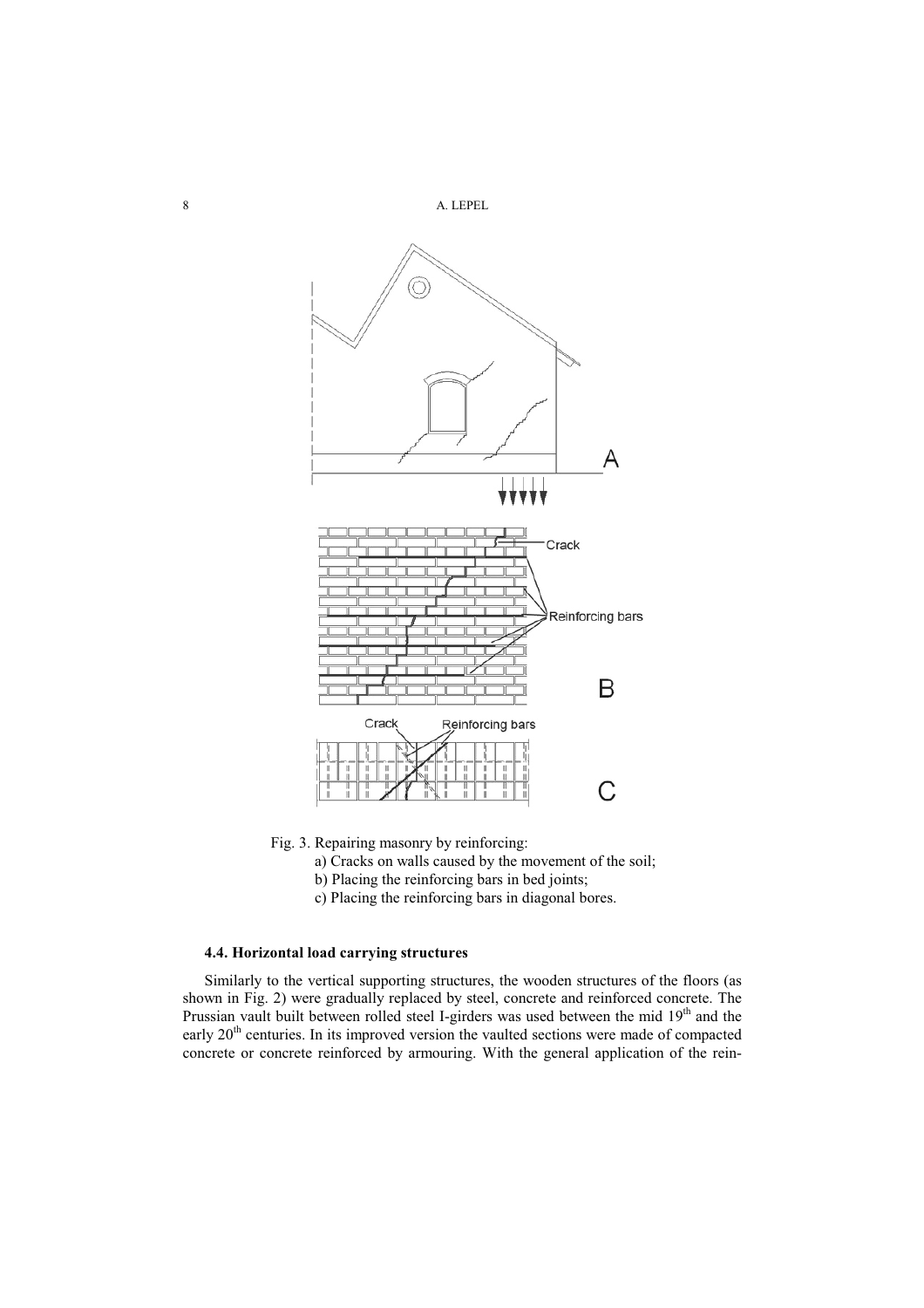Fig. 3. Repairing masonry by reinforcing:

a) Cracks on walls caused by the movement of the soil;

b) Placing the reinforcing bars in bed joints;

c) Placing the reinforcing bars in diagonal bores.

### 4.4. Horizontal load carrying structures

Similarly to the vertical supporting structures, the wooden structures of the floors (as shown in Fig. 2) were gradually replaced by steel, concrete and reinforced concrete. The Prussian vault built between rolled steel I-girders was used between the mid 19th and the early 20th centuries. In its improved version the vaulted sections were made of compacted concrete or concrete reinforced by armouring. With the general application of the rein-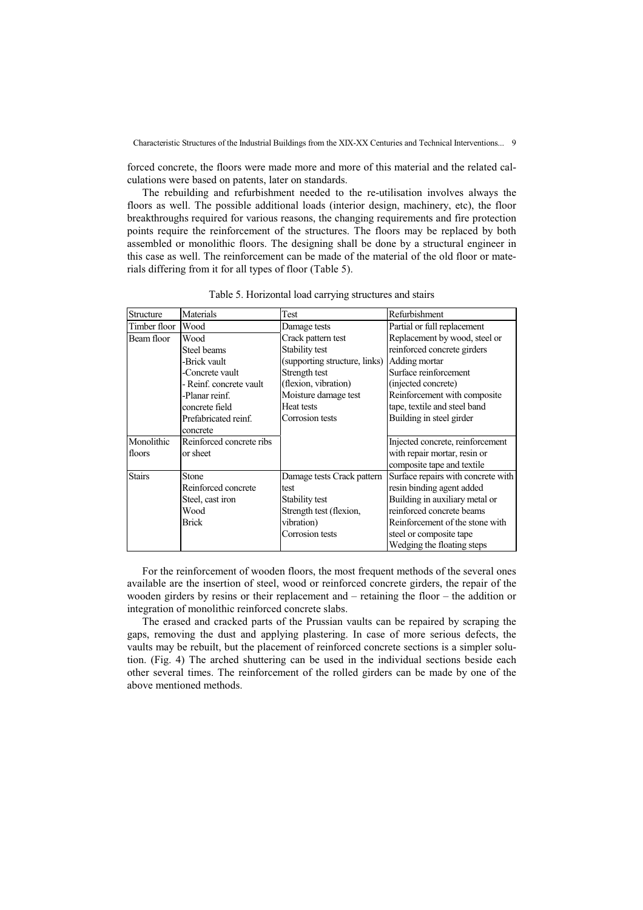forced concrete, the floors were made more and more of this material and the related calculations were based on patents, later on standards.

The rebuilding and refurbishment needed to the re-utilisation involves always the floors as well. The possible additional loads (interior design, machinery, etc), the floor breakthroughs required for various reasons, the changing requirements and fire protection points require the reinforcement of the structures. The floors may be replaced by both assembled or monolithic floors. The designing shall be done by a structural engineer in this case as well. The reinforcement can be made of the material of the old floor or materials differing from it for all types of floor (Table 5).

Table 5. Horizontal load carrying structures and stairs

| Structure | Materials | Test | Refurbishment |
|---|---|---|---|
| Timber floor | Wood | Damage tests | Partial or full replacement |
| Beam floor | Wood<br>Steel beams<br>-Brick vault<br>-Concrete vault<br>- Reinf. concrete vault<br>-Planar reinf. concrete field<br>Prefabricated reinf. concrete | Crack pattern test<br>Stability test (supporting structure, links)<br>Strength test (flexion, vibration)<br>Moisture damage test<br>Heat tests<br>Corrosion tests | Replacement by wood, steel or reinforced concrete girders<br>Adding mortar<br>Surface reinforcement (injected concrete)<br>Reinforcement with composite tape, textile and steel band<br>Building in steel girder |
| Monolithic floors | Reinforced concrete ribs or sheet | | Injected concrete, reinforcement with repair mortar, resin or composite tape and textile |
| Stairs | Stone<br>Reinforced concrete<br>Steel, cast iron<br>Wood<br>Brick | Damage tests Crack pattern test<br>Stability test<br>Strength test (flexion, vibration)<br>Corrosion tests | Surface repairs with concrete with resin binding agent added<br>Building in auxiliary metal or reinforced concrete beams<br>Reinforcement of the stone with steel or composite tape<br>Wedging the floating steps |

For the reinforcement of wooden floors, the most frequent methods of the several ones available are the insertion of steel, wood or reinforced concrete girders, the repair of the wooden girders by resins or their replacement and – retaining the floor – the addition or integration of monolithic reinforced concrete slabs.

The erased and cracked parts of the Prussian vaults can be repaired by scraping the gaps, removing the dust and applying plastering. In case of more serious defects, the vaults may be rebuilt, but the placement of reinforced concrete sections is a simpler solution. (Fig. 4) The arched shuttering can be used in the individual sections beside each other several times. The reinforcement of the rolled girders can be made by one of the above mentioned methods.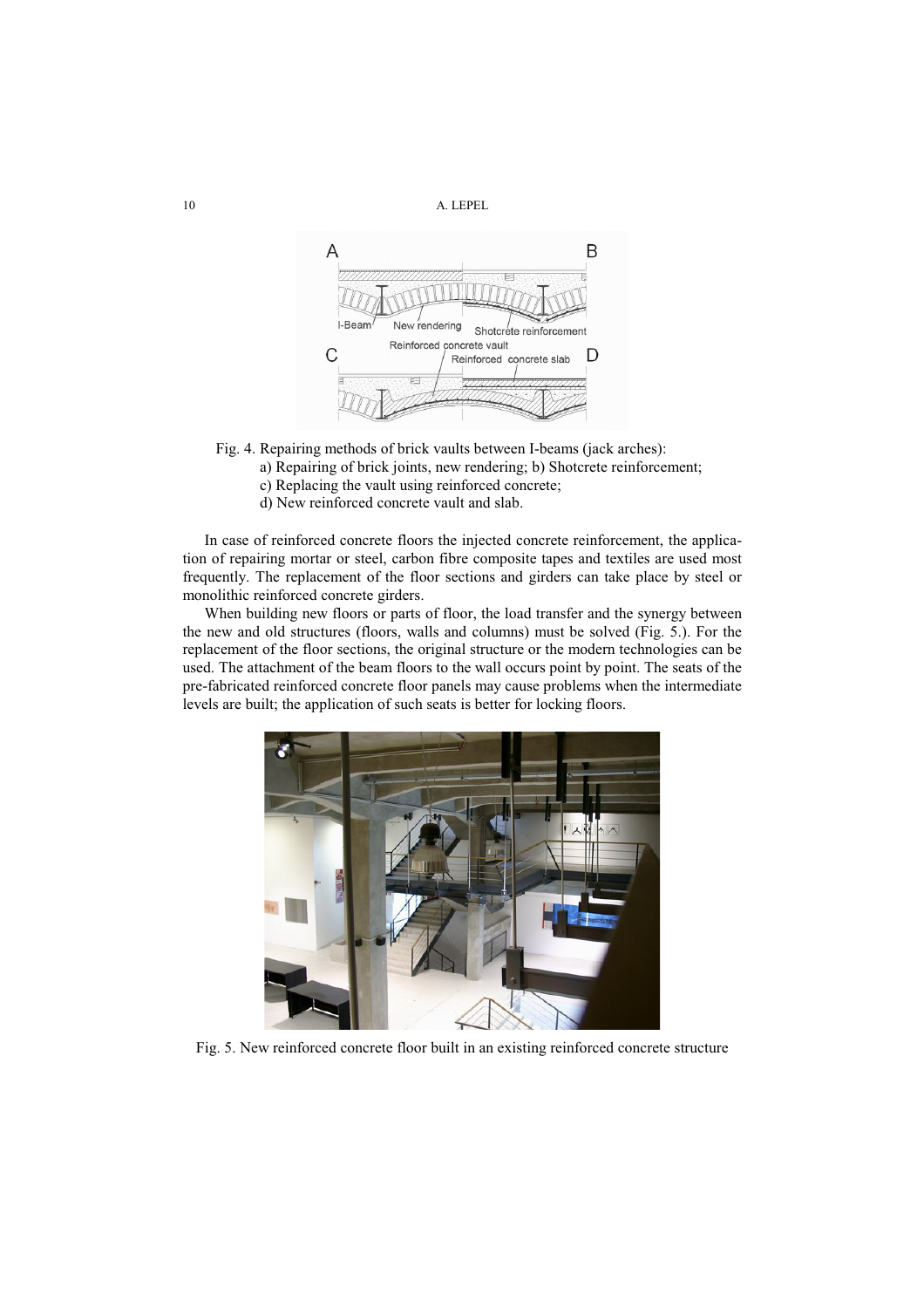Fig. 4. Repairing methods of brick vaults between I-beams (jack arches):
a) Repairing of brick joints, new rendering; b) Shotcrete reinforcement;
c) Replacing the vault using reinforced concrete;
d) New reinforced concrete vault and slab.

In case of reinforced concrete floors the injected concrete reinforcement, the application of repairing mortar or steel, carbon fibre composite tapes and textiles are used most frequently. The replacement of the floor sections and girders can take place by steel or monolithic reinforced concrete girders.

When building new floors or parts of floor, the load transfer and the synergy between the new and old structures (floors, walls and columns) must be solved (Fig. 5.). For the replacement of the floor sections, the original structure or the modern technologies can be used. The attachment of the beam floors to the wall occurs point by point. The seats of the pre-fabricated reinforced concrete floor panels may cause problems when the intermediate levels are built; the application of such seats is better for locking floors.

Fig. 5. New reinforced concrete floor built in an existing reinforced concrete structure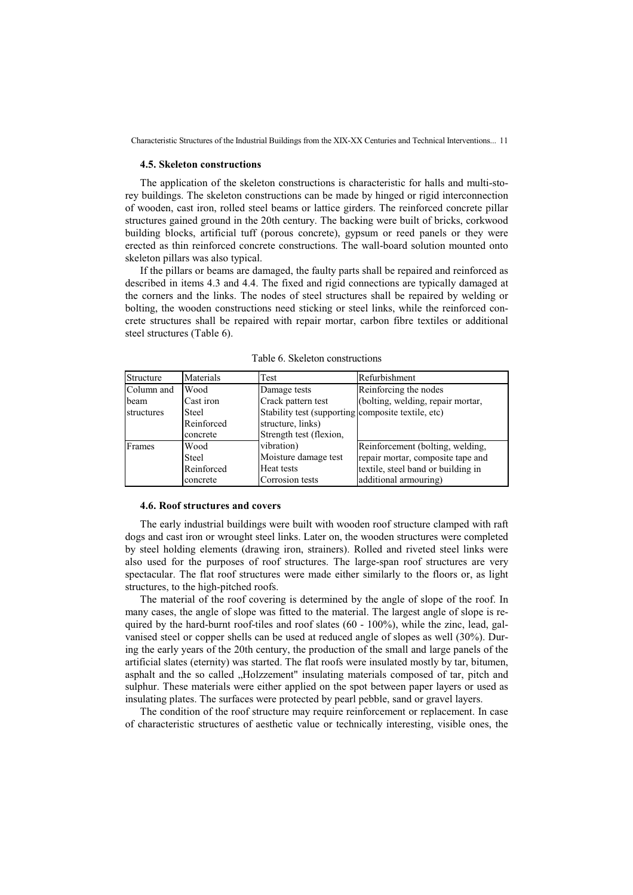### 4.5. Skeleton constructions

The application of the skeleton constructions is characteristic for halls and multi-storey buildings. The skeleton constructions can be made by hinged or rigid interconnection of wooden, cast iron, rolled steel beams or lattice girders. The reinforced concrete pillar structures gained ground in the 20th century. The backing were built of bricks, corkwood building blocks, artificial tuff (porous concrete), gypsum or reed panels or they were erected as thin reinforced concrete constructions. The wall-board solution mounted onto skeleton pillars was also typical.

If the pillars or beams are damaged, the faulty parts shall be repaired and reinforced as described in items 4.3 and 4.4. The fixed and rigid connections are typically damaged at the corners and the links. The nodes of steel structures shall be repaired by welding or bolting, the wooden constructions need sticking or steel links, while the reinforced concrete structures shall be repaired with repair mortar, carbon fibre textiles or additional steel structures (Table 6).

Table 6. Skeleton constructions

| Structure | Materials | Test | Refurbishment |
|---|---|---|---|
| Column and beam structures | Wood<br>Cast iron<br>Steel<br>Reinforced concrete | Damage tests<br>Crack pattern test<br>Stability test (supporting structure, links)<br>Strength test (flexion, vibration)<br>Moisture damage test<br>Heat tests<br>Corrosion tests | Reinforcing the nodes (bolting, welding, repair mortar, composite textile, etc) |
| Frames | Wood<br>Steel<br>Reinforced concrete | | Reinforcement (bolting, welding, repair mortar, composite tape and textile, steel band or building in additional armouring) |

### 4.6. Roof structures and covers

The early industrial buildings were built with wooden roof structure clamped with raft dogs and cast iron or wrought steel links. Later on, the wooden structures were completed by steel holding elements (drawing iron, strainers). Rolled and riveted steel links were also used for the purposes of roof structures. The large-span roof structures are very spectacular. The flat roof structures were made either similarly to the floors or, as light structures, to the high-pitched roofs.

The material of the roof covering is determined by the angle of slope of the roof. In many cases, the angle of slope was fitted to the material. The largest angle of slope is required by the hard-burnt roof-tiles and roof slates (60 - 100%), while the zinc, lead, galvanised steel or copper shells can be used at reduced angle of slopes as well (30%). During the early years of the 20th century, the production of the small and large panels of the artificial slates (eternity) was started. The flat roofs were insulated mostly by tar, bitumen, asphalt and the so called „Holzzement" insulating materials composed of tar, pitch and sulphur. These materials were either applied on the spot between paper layers or used as insulating plates. The surfaces were protected by pearl pebble, sand or gravel layers.

The condition of the roof structure may require reinforcement or replacement. In case of characteristic structures of aesthetic value or technically interesting, visible ones, the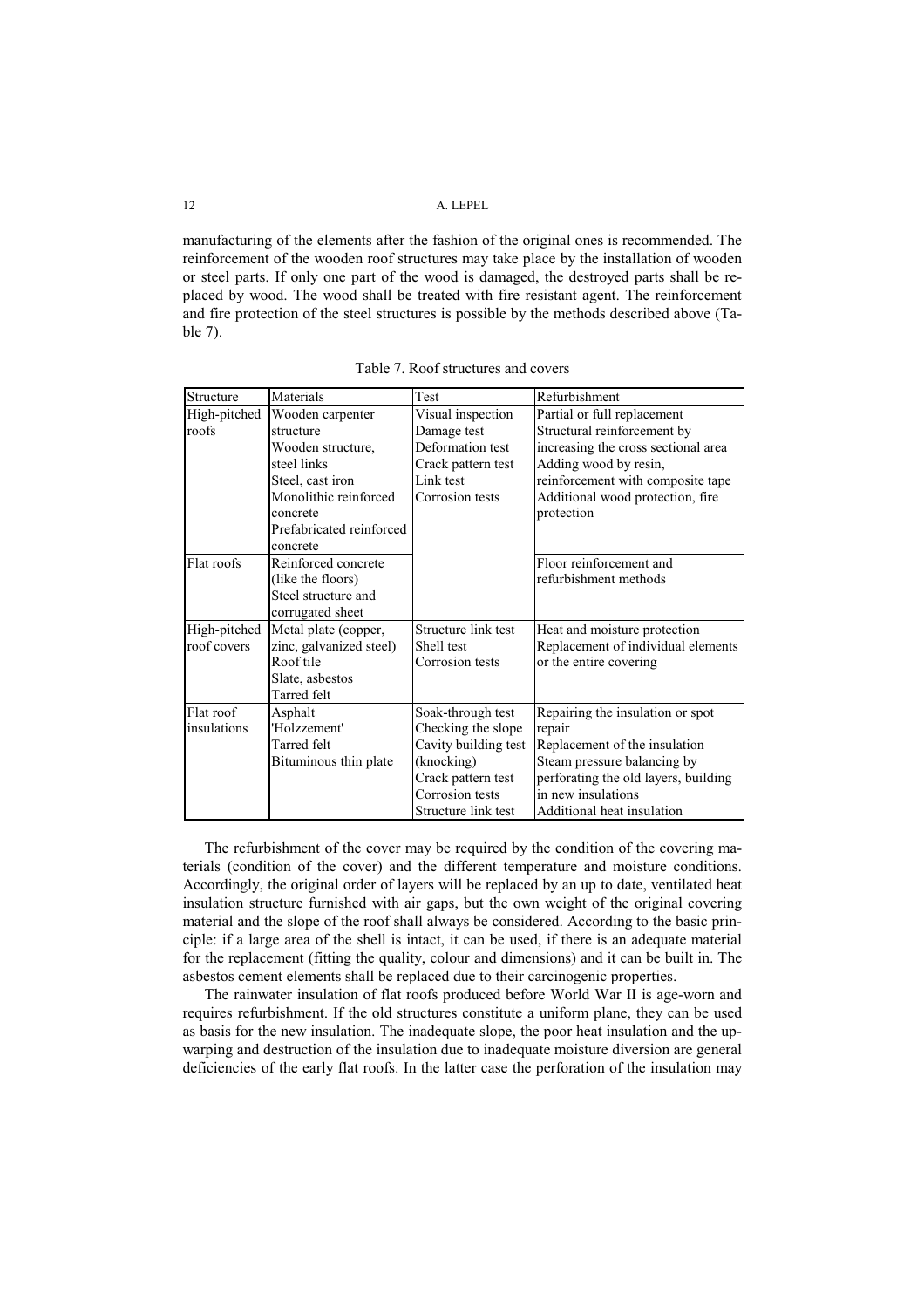manufacturing of the elements after the fashion of the original ones is recommended. The reinforcement of the wooden roof structures may take place by the installation of wooden or steel parts. If only one part of the wood is damaged, the destroyed parts shall be replaced by wood. The wood shall be treated with fire resistant agent. The reinforcement and fire protection of the steel structures is possible by the methods described above (Table 7).

Table 7. Roof structures and covers

| Structure | Materials | Test | Refurbishment |
|---|---|---|---|
| High-pitched roofs | Wooden carpenter structure<br>Wooden structure, steel links<br>Steel, cast iron<br>Monolithic reinforced concrete<br>Prefabricated reinforced concrete | Visual inspection<br>Damage test<br>Deformation test<br>Crack pattern test<br>Link test<br>Corrosion tests | Partial or full replacement<br>Structural reinforcement by increasing the cross sectional area<br>Adding wood by resin, reinforcement with composite tape<br>Additional wood protection, fire protection |
| Flat roofs | Reinforced concrete (like the floors)<br>Steel structure and corrugated sheet | | Floor reinforcement and refurbishment methods |
| High-pitched roof covers | Metal plate (copper, zinc, galvanized steel)<br>Roof tile<br>Slate, asbestos<br>Tarred felt | Structure link test<br>Shell test<br>Corrosion tests | Heat and moisture protection<br>Replacement of individual elements or the entire covering |
| Flat roof insulations | Asphalt<br>'Holzzement'<br>Tarred felt<br>Bituminous thin plate | Soak-through test<br>Checking the slope<br>Cavity building test (knocking)<br>Crack pattern test<br>Corrosion tests<br>Structure link test | Repairing the insulation or spot repair<br>Replacement of the insulation<br>Steam pressure balancing by perforating the old layers, building in new insulations<br>Additional heat insulation |

The refurbishment of the cover may be required by the condition of the covering materials (condition of the cover) and the different temperature and moisture conditions. Accordingly, the original order of layers will be replaced by an up to date, ventilated heat insulation structure furnished with air gaps, but the own weight of the original covering material and the slope of the roof shall always be considered. According to the basic principle: if a large area of the shell is intact, it can be used, if there is an adequate material for the replacement (fitting the quality, colour and dimensions) and it can be built in. The asbestos cement elements shall be replaced due to their carcinogenic properties.

The rainwater insulation of flat roofs produced before World War II is age-worn and requires refurbishment. If the old structures constitute a uniform plane, they can be used as basis for the new insulation. The inadequate slope, the poor heat insulation and the upwarping and destruction of the insulation due to inadequate moisture diversion are general deficiencies of the early flat roofs. In the latter case the perforation of the insulation may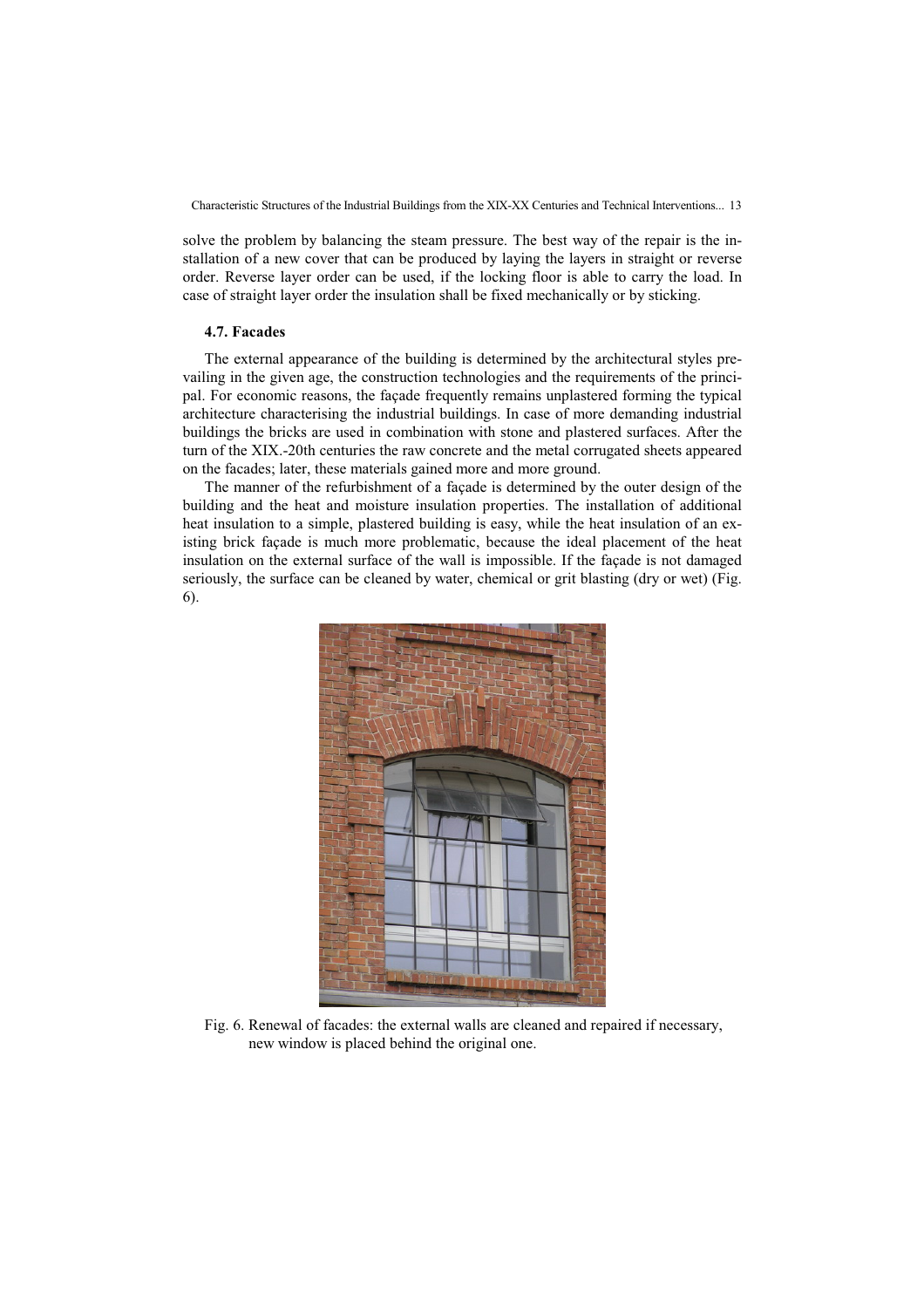solve the problem by balancing the steam pressure. The best way of the repair is the installation of a new cover that can be produced by laying the layers in straight or reverse order. Reverse layer order can be used, if the locking floor is able to carry the load. In case of straight layer order the insulation shall be fixed mechanically or by sticking.

### 4.7. Facades

The external appearance of the building is determined by the architectural styles prevailing in the given age, the construction technologies and the requirements of the principal. For economic reasons, the façade frequently remains unplastered forming the typical architecture characterising the industrial buildings. In case of more demanding industrial buildings the bricks are used in combination with stone and plastered surfaces. After the turn of the XIX.-20th centuries the raw concrete and the metal corrugated sheets appeared on the facades; later, these materials gained more and more ground.

The manner of the refurbishment of a façade is determined by the outer design of the building and the heat and moisture insulation properties. The installation of additional heat insulation to a simple, plastered building is easy, while the heat insulation of an existing brick façade is much more problematic, because the ideal placement of the heat insulation on the external surface of the wall is impossible. If the façade is not damaged seriously, the surface can be cleaned by water, chemical or grit blasting (dry or wet) (Fig. 6).

Fig. 6. Renewal of facades: the external walls are cleaned and repaired if necessary, new window is placed behind the original one.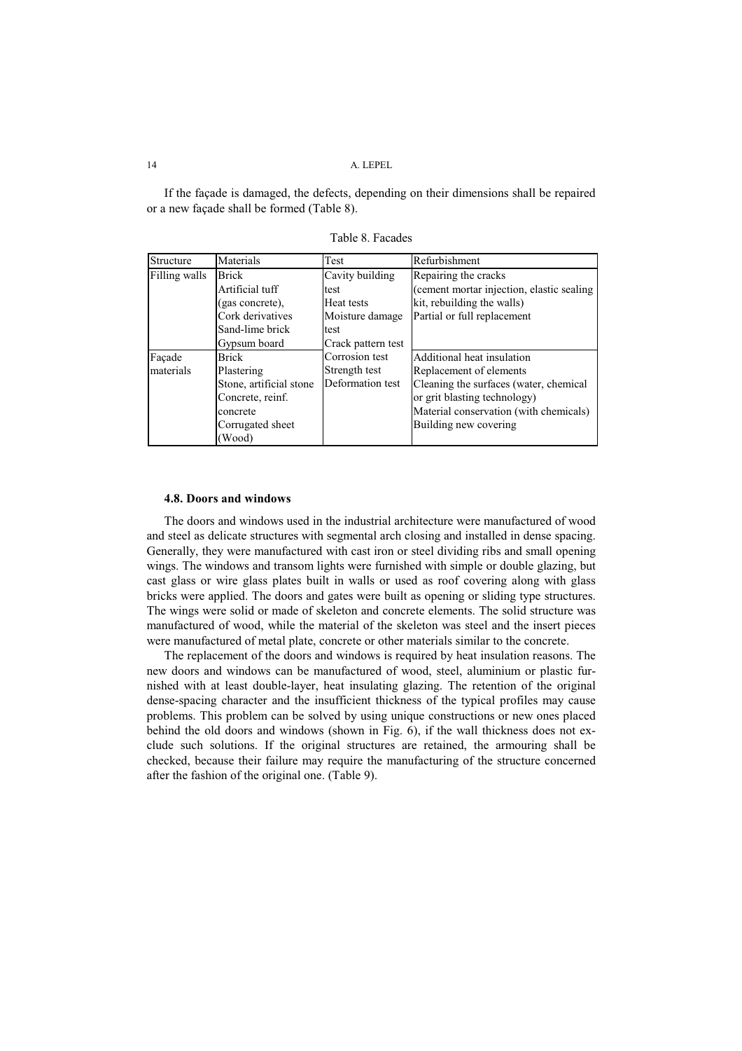If the façade is damaged, the defects, depending on their dimensions shall be repaired or a new façade shall be formed (Table 8).

Table 8. Facades

| Structure | Materials | Test | Refurbishment |
|---|---|---|---|
| Filling walls | Brick<br>Artificial tuff<br>(gas concrete),<br>Cork derivatives<br>Sand-lime brick<br>Gypsum board | Cavity building test<br>Heat tests<br>Moisture damage test<br>Crack pattern test | Repairing the cracks<br>(cement mortar injection, elastic sealing kit, rebuilding the walls)<br>Partial or full replacement |
| Façade materials | Brick<br>Plastering<br>Stone, artificial stone<br>Concrete, reinf. concrete<br>Corrugated sheet<br>(Wood) | Corrosion test<br>Strength test<br>Deformation test | Additional heat insulation<br>Replacement of elements<br>Cleaning the surfaces (water, chemical or grit blasting technology)<br>Material conservation (with chemicals)<br>Building new covering |

### 4.8. Doors and windows

The doors and windows used in the industrial architecture were manufactured of wood and steel as delicate structures with segmental arch closing and installed in dense spacing. Generally, they were manufactured with cast iron or steel dividing ribs and small opening wings. The windows and transom lights were furnished with simple or double glazing, but cast glass or wire glass plates built in walls or used as roof covering along with glass bricks were applied. The doors and gates were built as opening or sliding type structures. The wings were solid or made of skeleton and concrete elements. The solid structure was manufactured of wood, while the material of the skeleton was steel and the insert pieces were manufactured of metal plate, concrete or other materials similar to the concrete.

The replacement of the doors and windows is required by heat insulation reasons. The new doors and windows can be manufactured of wood, steel, aluminium or plastic furnished with at least double-layer, heat insulating glazing. The retention of the original dense-spacing character and the insufficient thickness of the typical profiles may cause problems. This problem can be solved by using unique constructions or new ones placed behind the old doors and windows (shown in Fig. 6), if the wall thickness does not exclude such solutions. If the original structures are retained, the armouring shall be checked, because their failure may require the manufacturing of the structure concerned after the fashion of the original one. (Table 9).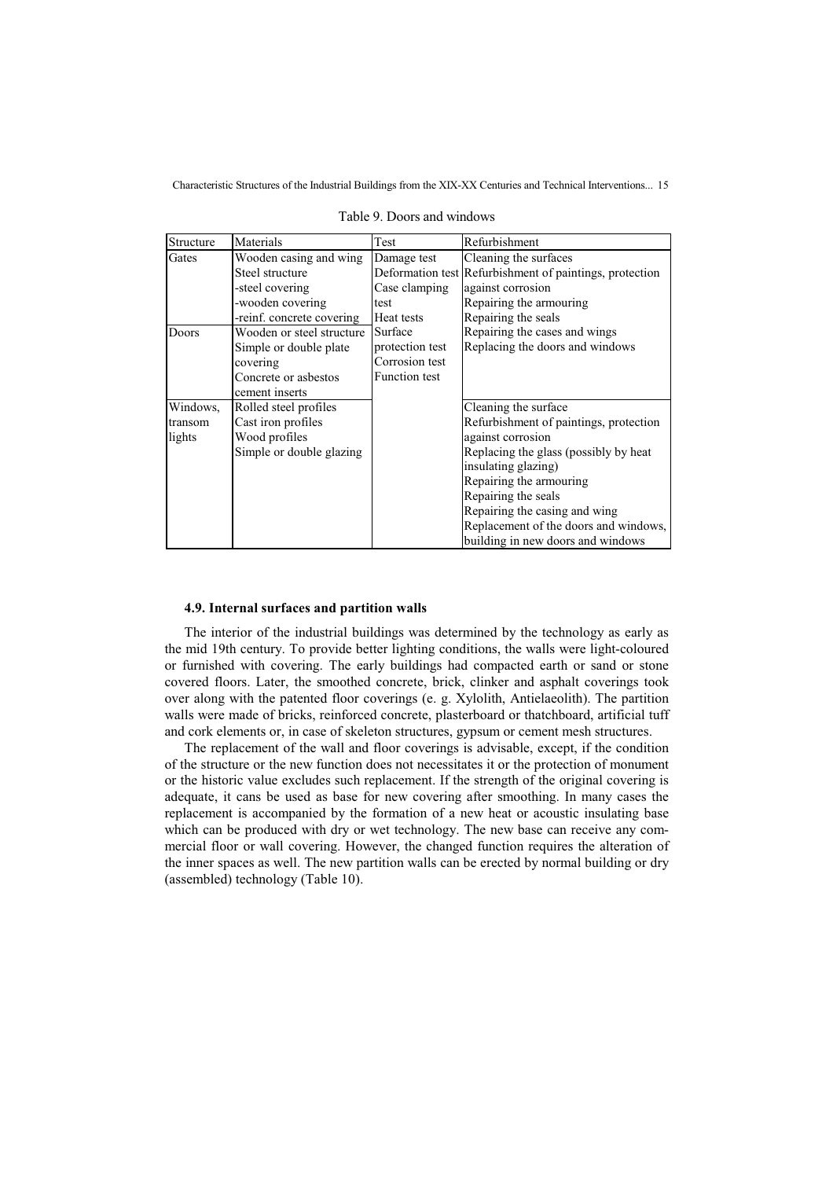Table 9. Doors and windows

| Structure | Materials | Test | Refurbishment |
|---|---|---|---|
| Gates | Wooden casing and wing<br>Steel structure<br>-steel covering<br>-wooden covering<br>-reinf. concrete covering | Damage test<br>Deformation test<br>Case clamping test<br>Heat tests<br>Surface protection test<br>Corrosion test<br>Function test | Cleaning the surfaces<br>Refurbishment of paintings, protection against corrosion<br>Repairing the armouring<br>Repairing the seals<br>Repairing the cases and wings<br>Replacing the doors and windows |
| Doors | Wooden or steel structure<br>Simple or double plate covering<br>Concrete or asbestos cement inserts | | |
| Windows, transom lights | Rolled steel profiles<br>Cast iron profiles<br>Wood profiles<br>Simple or double glazing | | Cleaning the surface<br>Refurbishment of paintings, protection against corrosion<br>Replacing the glass (possibly by heat insulating glazing)<br>Repairing the armouring<br>Repairing the seals<br>Repairing the casing and wing<br>Replacement of the doors and windows, building in new doors and windows |

### 4.9. Internal surfaces and partition walls

The interior of the industrial buildings was determined by the technology as early as the mid 19th century. To provide better lighting conditions, the walls were light-coloured or furnished with covering. The early buildings had compacted earth or sand or stone covered floors. Later, the smoothed concrete, brick, clinker and asphalt coverings took over along with the patented floor coverings (e. g. Xylolith, Antielaeolith). The partition walls were made of bricks, reinforced concrete, plasterboard or thatchboard, artificial tuff and cork elements or, in case of skeleton structures, gypsum or cement mesh structures.

The replacement of the wall and floor coverings is advisable, except, if the condition of the structure or the new function does not necessitates it or the protection of monument or the historic value excludes such replacement. If the strength of the original covering is adequate, it cans be used as base for new covering after smoothing. In many cases the replacement is accompanied by the formation of a new heat or acoustic insulating base which can be produced with dry or wet technology. The new base can receive any commercial floor or wall covering. However, the changed function requires the alteration of the inner spaces as well. The new partition walls can be erected by normal building or dry (assembled) technology (Table 10).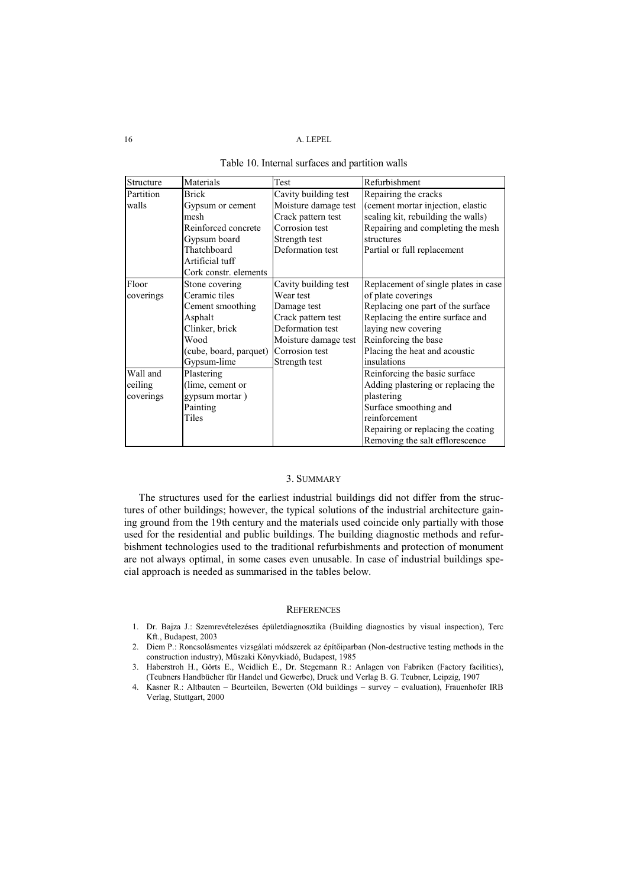Table 10. Internal surfaces and partition walls

| Structure | Materials | Test | Refurbishment |
|---|---|---|---|
| Partition walls | Brick<br>Gypsum or cement mesh<br>Reinforced concrete<br>Gypsum board<br>Thatchboard<br>Artificial tuff<br>Cork constr. elements | Cavity building test<br>Moisture damage test<br>Crack pattern test<br>Corrosion test<br>Strength test<br>Deformation test | Repairing the cracks (cement mortar injection, elastic sealing kit, rebuilding the walls)<br>Repairing and completing the mesh structures<br>Partial or full replacement |
| Floor coverings | Stone covering<br>Ceramic tiles<br>Cement smoothing<br>Asphalt<br>Clinker, brick<br>Wood (cube, board, parquet)<br>Gypsum-lime | Cavity building test<br>Wear test<br>Damage test<br>Crack pattern test<br>Deformation test<br>Moisture damage test<br>Corrosion test<br>Strength test | Replacement of single plates in case of plate coverings<br>Replacing one part of the surface<br>Replacing the entire surface and laying new covering<br>Reinforcing the base<br>Placing the heat and acoustic insulations |
| Wall and ceiling coverings | Plastering (lime, cement or gypsum mortar )<br>Painting<br>Tiles | | Reinforcing the basic surface<br>Adding plastering or replacing the plastering<br>Surface smoothing and reinforcement<br>Repairing or replacing the coating<br>Removing the salt efflorescence |

## 3. SUMMARY

The structures used for the earliest industrial buildings did not differ from the structures of other buildings; however, the typical solutions of the industrial architecture gaining ground from the 19th century and the materials used coincide only partially with those used for the residential and public buildings. The building diagnostic methods and refurbishment technologies used to the traditional refurbishments and protection of monument are not always optimal, in some cases even unusable. In case of industrial buildings special approach is needed as summarised in the tables below.

## REFERENCES

1. Dr. Bajza J.: Szemrevételezéses épületdiagnosztika (Building diagnostics by visual inspection), Terc Kft., Budapest, 2003
2. Diem P.: Roncsolásmentes vizsgálati módszerek az építőiparban (Non-destructive testing methods in the construction industry), Műszaki Könyvkiadó, Budapest, 1985
3. Haberstroh H., Görts E., Weidlich E., Dr. Stegemann R.: Anlagen von Fabriken (Factory facilities), (Teubners Handbücher für Handel und Gewerbe), Druck und Verlag B. G. Teubner, Leipzig, 1907
4. Kasner R.: Altbauten – Beurteilen, Bewerten (Old buildings – survey – evaluation), Frauenhofer IRB Verlag, Stuttgart, 2000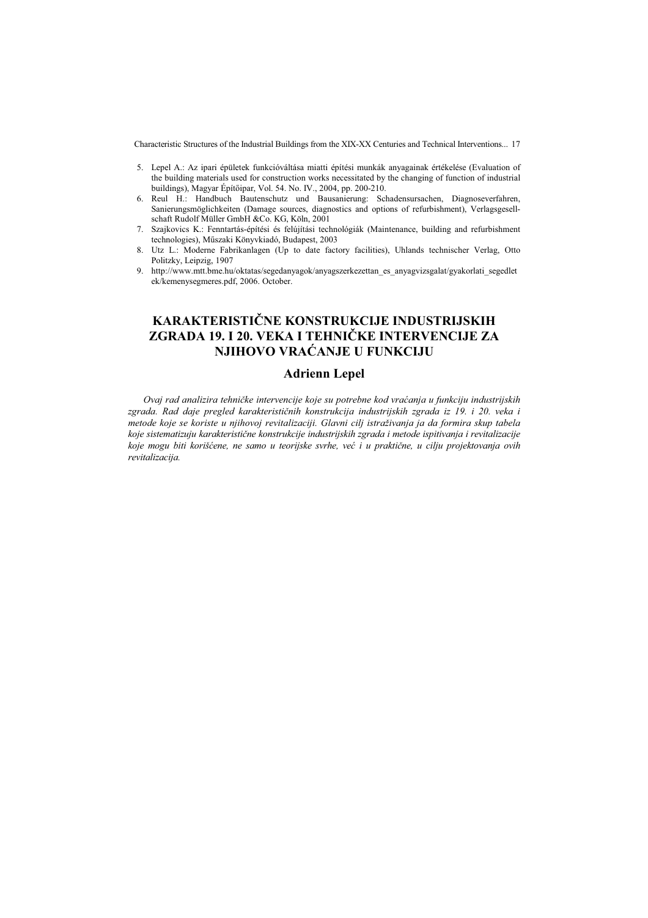5. Lepel A.: Az ipari épületek funkcióváltása miatti építési munkák anyagainak értékelése (Evaluation of the building materials used for construction works necessitated by the changing of function of industrial buildings), Magyar Építőipar, Vol. 54. No. IV., 2004, pp. 200-210.
6. Reul H.: Handbuch Bautenschutz und Bausanierung: Schadensursachen, Diagnoseverfahren, Sanierungsmöglichkeiten (Damage sources, diagnostics and options of refurbishment), Verlagsgesellschaft Rudolf Müller GmbH &Co. KG, Köln, 2001
7. Szajkovics K.: Fenntartás-építési és felújítási technológiák (Maintenance, building and refurbishment technologies), Műszaki Könyvkiadó, Budapest, 2003
8. Utz L.: Moderne Fabrikanlagen (Up to date factory facilities), Uhlands technischer Verlag, Otto Politzky, Leipzig, 1907
9. http://www.mtt.bme.hu/oktatas/segedanyagok/anyagszerkezettan_es_anyagvizsgalat/gyakorlati_segedletek/kemenysegmeres.pdf, 2006. October.

# KARAKTERISTIČNE KONSTRUKCIJE INDUSTRIJSKIH ZGRADA 19. I 20. VEKA I TEHNIČKE INTERVENCIJE ZA NJIHOVO VRAĆANJE U FUNKCIJU

## Adrienn Lepel

*Ovaj rad analizira tehničke intervencije koje su potrebne kod vraćanja u funkciju industrijskih zgrada. Rad daje pregled karakterističnih konstrukcija industrijskih zgrada iz 19. i 20. veka i metode koje se koriste u njihovoj revitalizaciji. Glavni cilj istraživanja ja da formira skup tabela koje sistematizuju karakteristične konstrukcije industrijskih zgrada i metode ispitivanja i revitalizacije koje mogu biti korišćene, ne samo u teorijske svrhe, već i u praktične, u cilju projektovanja ovih revitalizacija.*